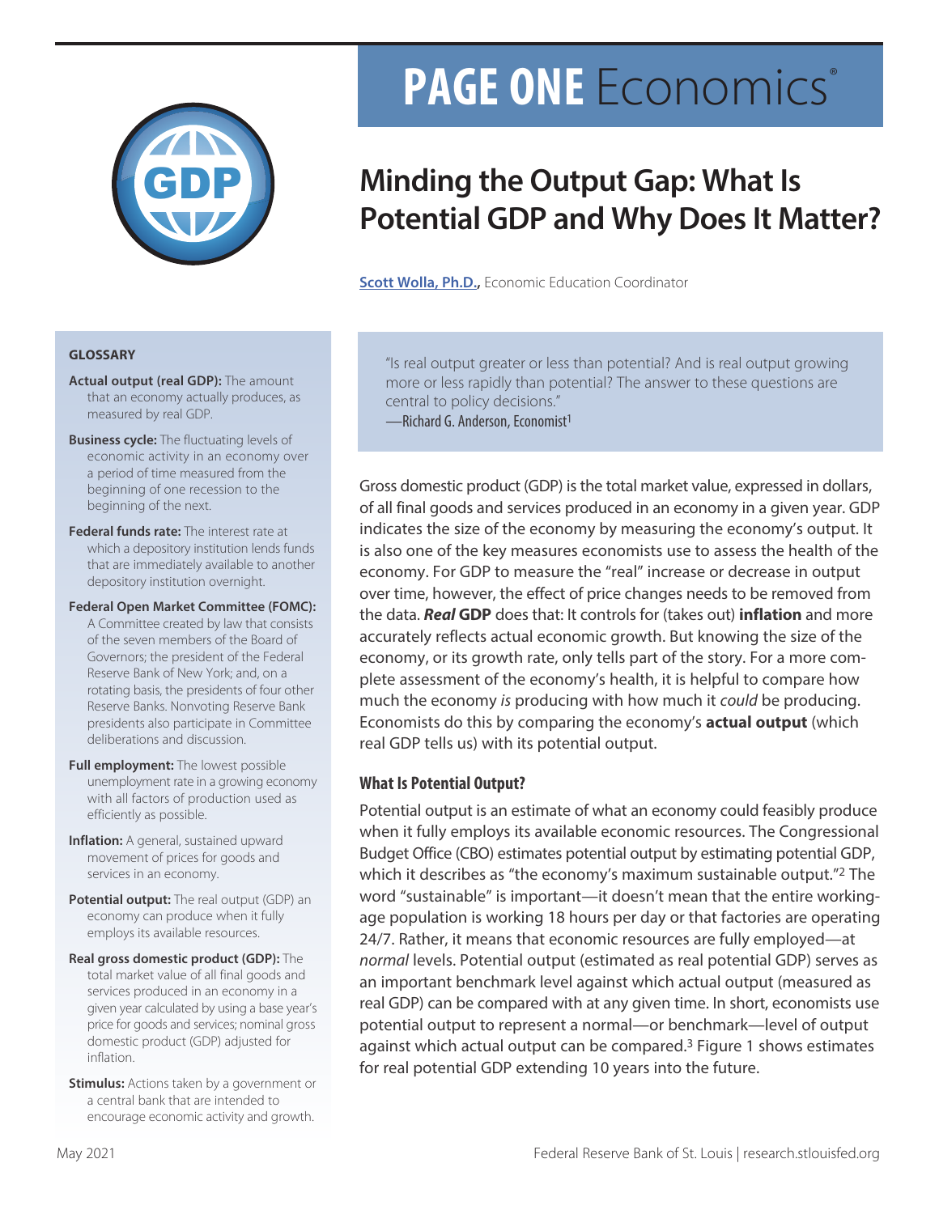# PAGE ONE Economics®

## Minding the Output Gap: What Is Potential GDP and Why Does It Matter?

**Scott Wolla, Ph.D.,** Economic Education Coordinator

> "Is real output greater or less than potential? And is real output growing more or less rapidly than potential? The answer to these questions are central to policy decisions."
> —Richard G. Anderson, Economist[1]

Gross domestic product (GDP) is the total market value, expressed in dollars, of all final goods and services produced in an economy in a given year. GDP indicates the size of the economy by measuring the economy's output. It is also one of the key measures economists use to assess the health of the economy. For GDP to measure the "real" increase or decrease in output over time, however, the effect of price changes needs to be removed from the data. ***Real*** **GDP** does that: It controls for (takes out) **inflation** and more accurately reflects actual economic growth. But knowing the size of the economy, or its growth rate, only tells part of the story. For a more complete assessment of the economy's health, it is helpful to compare how much the economy *is* producing with how much it *could* be producing. Economists do this by comparing the economy's **actual output** (which real GDP tells us) with its potential output.

### What Is Potential Output?

Potential output is an estimate of what an economy could feasibly produce when it fully employs its available economic resources. The Congressional Budget Office (CBO) estimates potential output by estimating potential GDP, which it describes as "the economy's maximum sustainable output."[2] The word "sustainable" is important—it doesn't mean that the entire working-age population is working 18 hours per day or that factories are operating 24/7. Rather, it means that economic resources are fully employed—at *normal* levels. Potential output (estimated as real potential GDP) serves as an important benchmark level against which actual output (measured as real GDP) can be compared with at any given time. In short, economists use potential output to represent a normal—or benchmark—level of output against which actual output can be compared.[3] Figure 1 shows estimates for real potential GDP extending 10 years into the future.

**GLOSSARY**

**Actual output (real GDP):** The amount that an economy actually produces, as measured by real GDP.

**Business cycle:** The fluctuating levels of economic activity in an economy over a period of time measured from the beginning of one recession to the beginning of the next.

**Federal funds rate:** The interest rate at which a depository institution lends funds that are immediately available to another depository institution overnight.

**Federal Open Market Committee (FOMC):** A Committee created by law that consists of the seven members of the Board of Governors; the president of the Federal Reserve Bank of New York; and, on a rotating basis, the presidents of four other Reserve Banks. Nonvoting Reserve Bank presidents also participate in Committee deliberations and discussion.

**Full employment:** The lowest possible unemployment rate in a growing economy with all factors of production used as efficiently as possible.

**Inflation:** A general, sustained upward movement of prices for goods and services in an economy.

**Potential output:** The real output (GDP) an economy can produce when it fully employs its available resources.

**Real gross domestic product (GDP):** The total market value of all final goods and services produced in an economy in a given year calculated by using a base year's price for goods and services; nominal gross domestic product (GDP) adjusted for inflation.

**Stimulus:** Actions taken by a government or a central bank that are intended to encourage economic activity and growth.

May 2021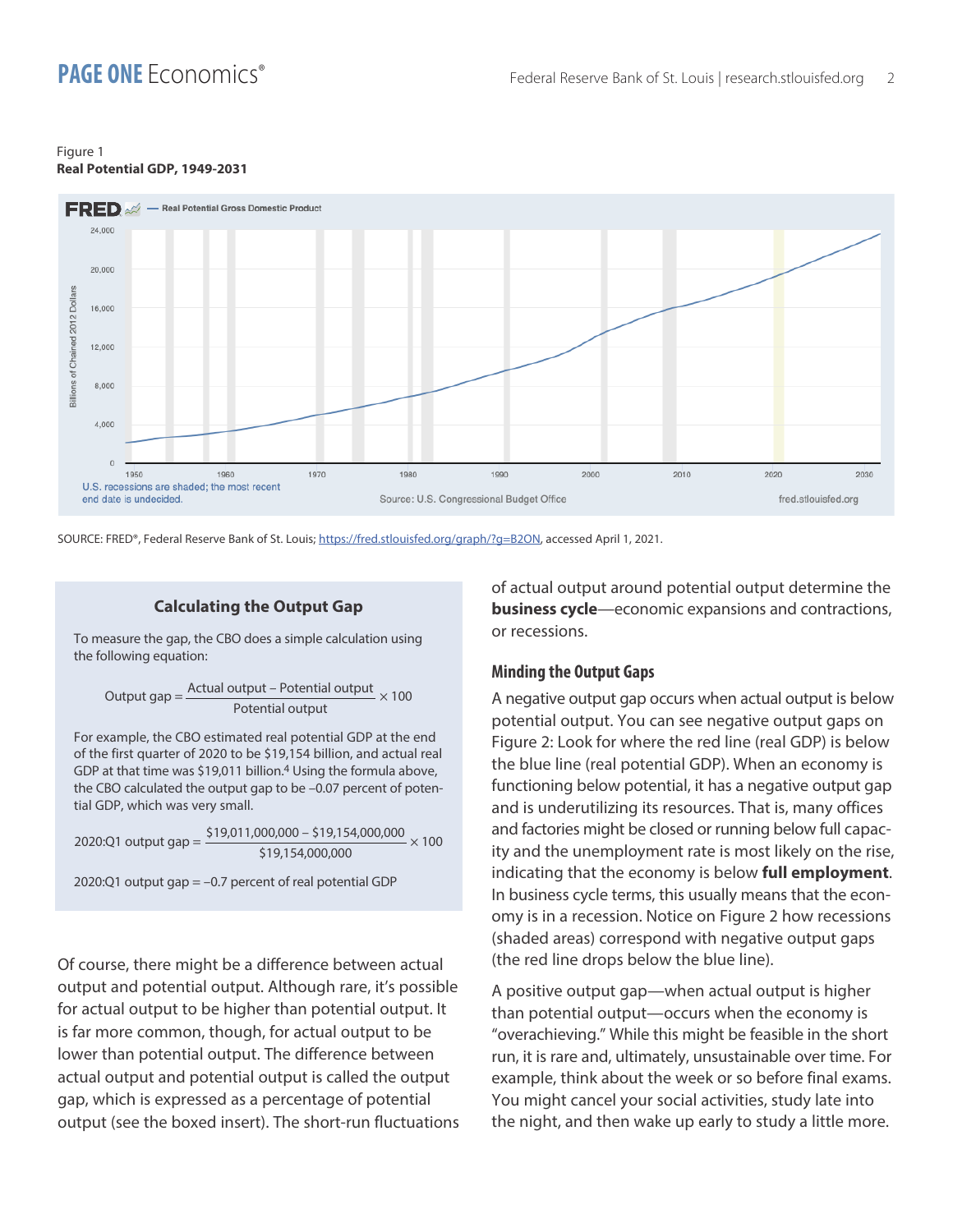Figure 1

**Real Potential GDP, 1949-2031**

SOURCE: FRED®, Federal Reserve Bank of St. Louis; https://fred.stlouisfed.org/graph/?g=B2ON, accessed April 1, 2021.

### Calculating the Output Gap

To measure the gap, the CBO does a simple calculation using the following equation:

$$\text{Output gap} = \frac{\text{Actual output} - \text{Potential output}}{\text{Potential output}} \times 100$$

For example, the CBO estimated real potential GDP at the end of the first quarter of 2020 to be $19,154 billion, and actual real GDP at that time was $19,011 billion.[4] Using the formula above, the CBO calculated the output gap to be –0.07 percent of potential GDP, which was very small.

$$\text{2020:Q1 output gap} = \frac{\$19{,}011{,}000{,}000 - \$19{,}154{,}000{,}000}{\$19{,}154{,}000{,}000} \times 100$$

2020:Q1 output gap = –0.7 percent of real potential GDP

Of course, there might be a difference between actual output and potential output. Although rare, it's possible for actual output to be higher than potential output. It is far more common, though, for actual output to be lower than potential output. The difference between actual output and potential output is called the output gap, which is expressed as a percentage of potential output (see the boxed insert). The short-run fluctuations of actual output around potential output determine the **business cycle**—economic expansions and contractions, or recessions.

## Minding the Output Gaps

A negative output gap occurs when actual output is below potential output. You can see negative output gaps on Figure 2: Look for where the red line (real GDP) is below the blue line (real potential GDP). When an economy is functioning below potential, it has a negative output gap and is underutilizing its resources. That is, many offices and factories might be closed or running below full capacity and the unemployment rate is most likely on the rise, indicating that the economy is below **full employment**. In business cycle terms, this usually means that the economy is in a recession. Notice on Figure 2 how recessions (shaded areas) correspond with negative output gaps (the red line drops below the blue line).

A positive output gap—when actual output is higher than potential output—occurs when the economy is "overachieving." While this might be feasible in the short run, it is rare and, ultimately, unsustainable over time. For example, think about the week or so before final exams. You might cancel your social activities, study late into the night, and then wake up early to study a little more.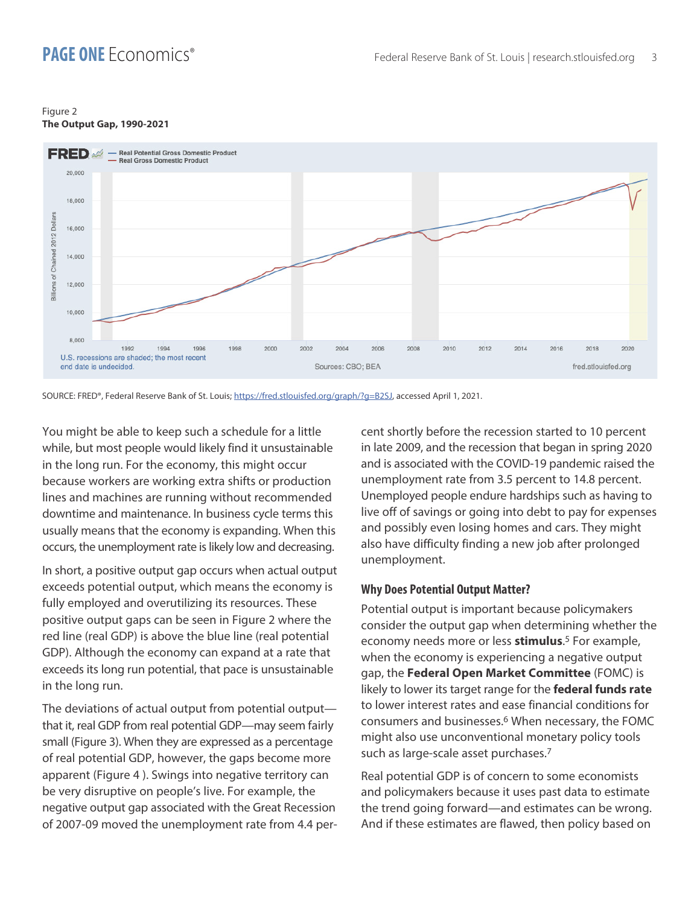Figure 2
**The Output Gap, 1990-2021**

SOURCE: FRED®, Federal Reserve Bank of St. Louis; https://fred.stlouisfed.org/graph/?g=B2SJ, accessed April 1, 2021.

You might be able to keep such a schedule for a little while, but most people would likely find it unsustainable in the long run. For the economy, this might occur because workers are working extra shifts or production lines and machines are running without recommended downtime and maintenance. In business cycle terms this usually means that the economy is expanding. When this occurs, the unemployment rate is likely low and decreasing.

In short, a positive output gap occurs when actual output exceeds potential output, which means the economy is fully employed and overutilizing its resources. These positive output gaps can be seen in Figure 2 where the red line (real GDP) is above the blue line (real potential GDP). Although the economy can expand at a rate that exceeds its long run potential, that pace is unsustainable in the long run.

The deviations of actual output from potential output—that it, real GDP from real potential GDP—may seem fairly small (Figure 3). When they are expressed as a percentage of real potential GDP, however, the gaps become more apparent (Figure 4 ). Swings into negative territory can be very disruptive on people's live. For example, the negative output gap associated with the Great Recession of 2007-09 moved the unemployment rate from 4.4 percent shortly before the recession started to 10 percent in late 2009, and the recession that began in spring 2020 and is associated with the COVID-19 pandemic raised the unemployment rate from 3.5 percent to 14.8 percent. Unemployed people endure hardships such as having to live off of savings or going into debt to pay for expenses and possibly even losing homes and cars. They might also have difficulty finding a new job after prolonged unemployment.

## Why Does Potential Output Matter?

Potential output is important because policymakers consider the output gap when determining whether the economy needs more or less **stimulus**.[5] For example, when the economy is experiencing a negative output gap, the **Federal Open Market Committee** (FOMC) is likely to lower its target range for the **federal funds rate** to lower interest rates and ease financial conditions for consumers and businesses.[6] When necessary, the FOMC might also use unconventional monetary policy tools such as large-scale asset purchases.[7]

Real potential GDP is of concern to some economists and policymakers because it uses past data to estimate the trend going forward—and estimates can be wrong. And if these estimates are flawed, then policy based on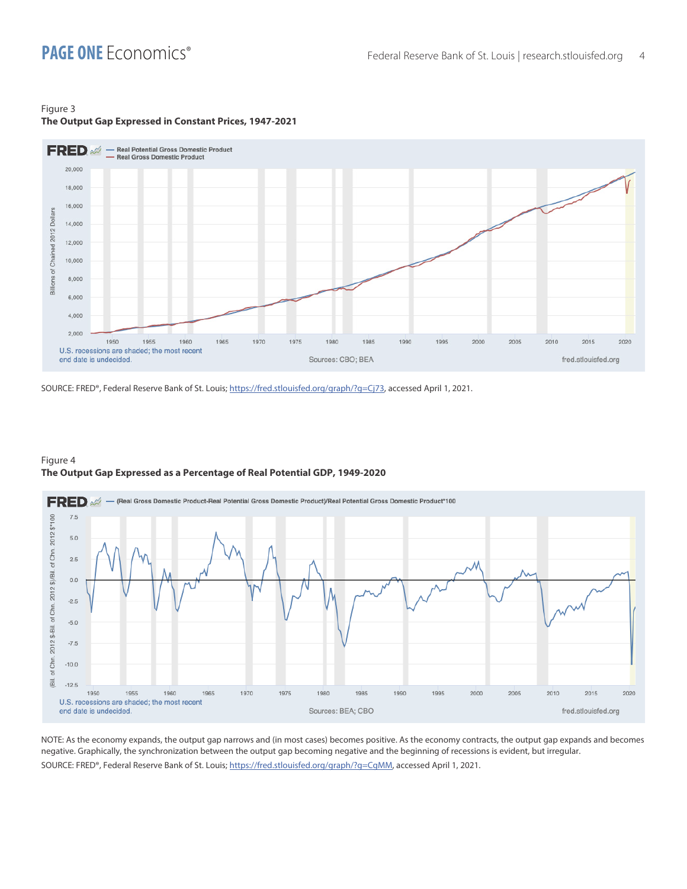Figure 3

**The Output Gap Expressed in Constant Prices, 1947-2021**

SOURCE: FRED®, Federal Reserve Bank of St. Louis; https://fred.stlouisfed.org/graph/?g=Cj73, accessed April 1, 2021.

Figure 4

**The Output Gap Expressed as a Percentage of Real Potential GDP, 1949-2020**

NOTE: As the economy expands, the output gap narrows and (in most cases) becomes positive. As the economy contracts, the output gap expands and becomes negative. Graphically, the synchronization between the output gap becoming negative and the beginning of recessions is evident, but irregular.

SOURCE: FRED®, Federal Reserve Bank of St. Louis; https://fred.stlouisfed.org/graph/?g=CqMM, accessed April 1, 2021.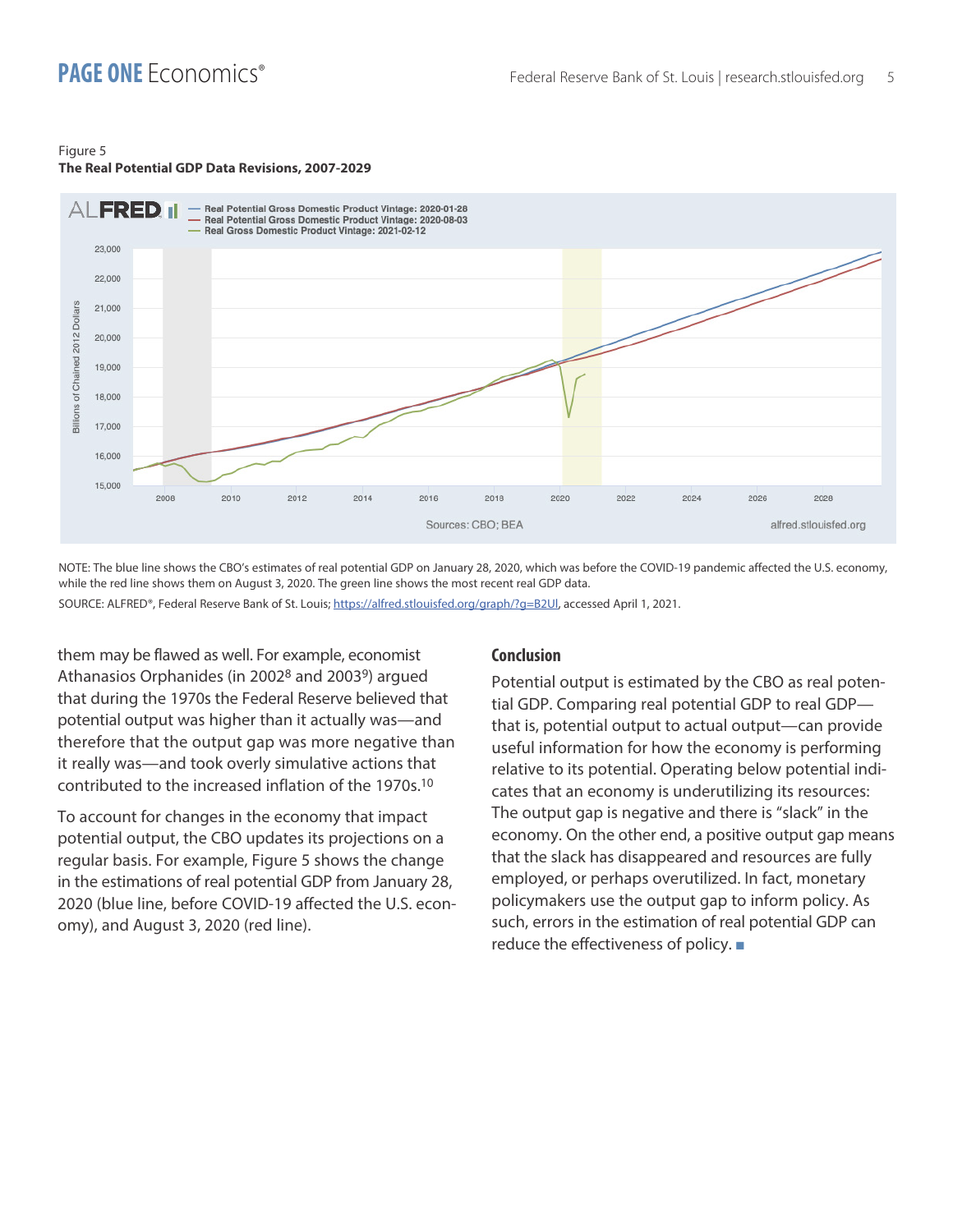Figure 5

**The Real Potential GDP Data Revisions, 2007-2029**

NOTE: The blue line shows the CBO's estimates of real potential GDP on January 28, 2020, which was before the COVID-19 pandemic affected the U.S. economy, while the red line shows them on August 3, 2020. The green line shows the most recent real GDP data.

SOURCE: ALFRED®, Federal Reserve Bank of St. Louis; https://alfred.stlouisfed.org/graph/?g=B2UI, accessed April 1, 2021.

them may be flawed as well. For example, economist Athanasios Orphanides (in 2002[8] and 2003[9]) argued that during the 1970s the Federal Reserve believed that potential output was higher than it actually was—and therefore that the output gap was more negative than it really was—and took overly simulative actions that contributed to the increased inflation of the 1970s.[10]

To account for changes in the economy that impact potential output, the CBO updates its projections on a regular basis. For example, Figure 5 shows the change in the estimations of real potential GDP from January 28, 2020 (blue line, before COVID-19 affected the U.S. economy), and August 3, 2020 (red line).

## Conclusion

Potential output is estimated by the CBO as real potential GDP. Comparing real potential GDP to real GDP—that is, potential output to actual output—can provide useful information for how the economy is performing relative to its potential. Operating below potential indicates that an economy is underutilizing its resources: The output gap is negative and there is "slack" in the economy. On the other end, a positive output gap means that the slack has disappeared and resources are fully employed, or perhaps overutilized. In fact, monetary policymakers use the output gap to inform policy. As such, errors in the estimation of real potential GDP can reduce the effectiveness of policy. ■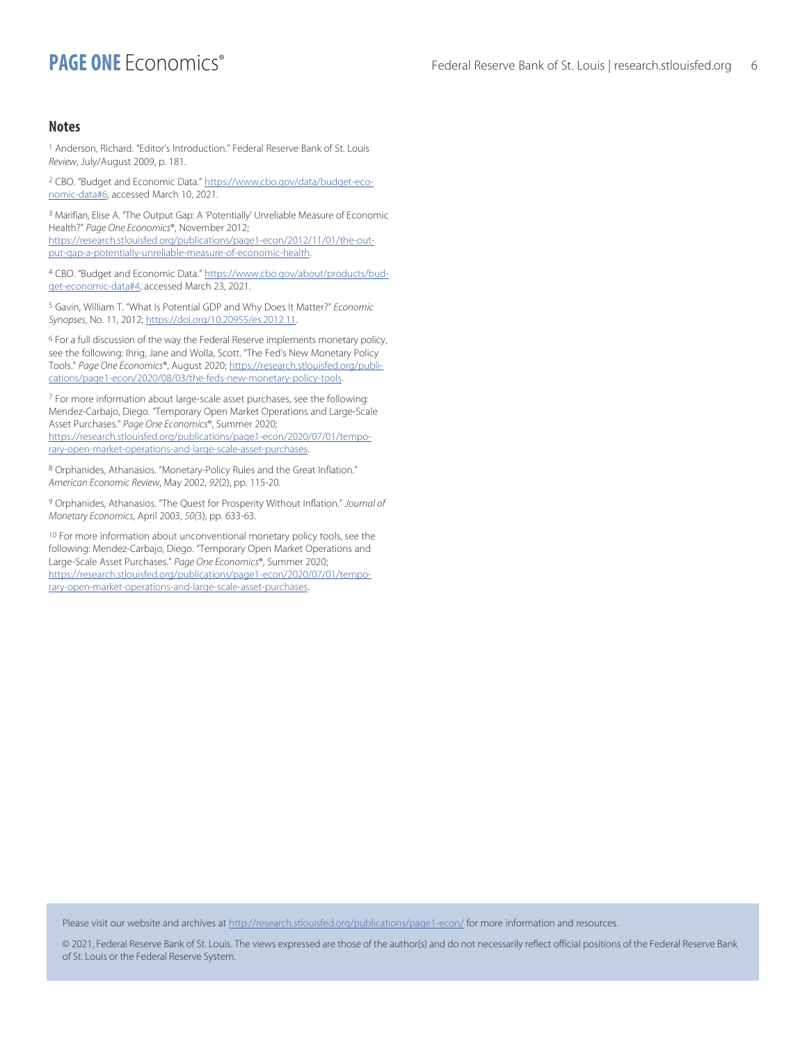## Notes

[1] Anderson, Richard. "Editor's Introduction." Federal Reserve Bank of St. Louis *Review*, July/August 2009, p. 181.

[2] CBO. "Budget and Economic Data." https://www.cbo.gov/data/budget-economic-data#6, accessed March 10, 2021.

[3] Marifian, Elise A. "The Output Gap: A 'Potentially' Unreliable Measure of Economic Health?" *Page One Economics*®, November 2012; https://research.stlouisfed.org/publications/page1-econ/2012/11/01/the-output-gap-a-potentially-unreliable-measure-of-economic-health.

[4] CBO. "Budget and Economic Data." https://www.cbo.gov/about/products/budget-economic-data#4, accessed March 23, 2021.

[5] Gavin, William T. "What Is Potential GDP and Why Does It Matter?" *Economic Synopses*, No. 11, 2012; https://doi.org/10.20955/es.2012.11.

[6] For a full discussion of the way the Federal Reserve implements monetary policy, see the following: Ihrig, Jane and Wolla, Scott. "The Fed's New Monetary Policy Tools." *Page One Economics*®, August 2020; https://research.stlouisfed.org/publications/page1-econ/2020/08/03/the-feds-new-monetary-policy-tools.

[7] For more information about large-scale asset purchases, see the following: Mendez-Carbajo, Diego. "Temporary Open Market Operations and Large-Scale Asset Purchases." *Page One Economics*®, Summer 2020; https://research.stlouisfed.org/publications/page1-econ/2020/07/01/temporary-open-market-operations-and-large-scale-asset-purchases.

[8] Orphanides, Athanasios. "Monetary-Policy Rules and the Great Inflation." *American Economic Review*, May 2002, *92*(2), pp. 115-20.

[9] Orphanides, Athanasios. "The Quest for Prosperity Without Inflation." *Journal of Monetary Economics*, April 2003, *50*(3), pp. 633-63.

[10] For more information about unconventional monetary policy tools, see the following: Mendez-Carbajo, Diego. "Temporary Open Market Operations and Large-Scale Asset Purchases." *Page One Economics*®, Summer 2020; https://research.stlouisfed.org/publications/page1-econ/2020/07/01/temporary-open-market-operations-and-large-scale-asset-purchases.

Please visit our website and archives at http://research.stlouisfed.org/publications/page1-econ/ for more information and resources.

© 2021, Federal Reserve Bank of St. Louis. The views expressed are those of the author(s) and do not necessarily reflect official positions of the Federal Reserve Bank of St. Louis or the Federal Reserve System.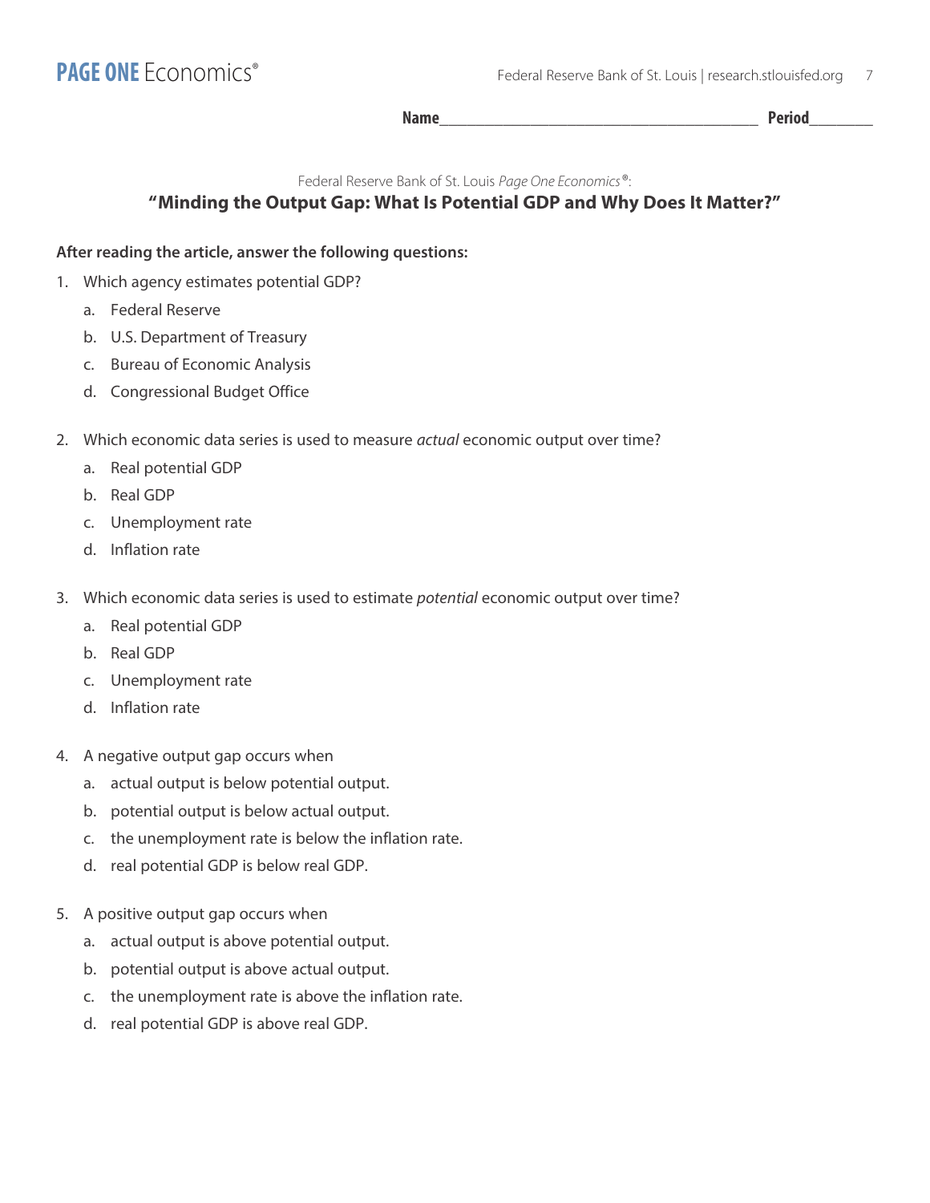**Name**________________________________________ **Period**________

Federal Reserve Bank of St. Louis *Page One Economics*®:

## "Minding the Output Gap: What Is Potential GDP and Why Does It Matter?"

**After reading the article, answer the following questions:**

1. Which agency estimates potential GDP?
   a. Federal Reserve
   b. U.S. Department of Treasury
   c. Bureau of Economic Analysis
   d. Congressional Budget Office

2. Which economic data series is used to measure *actual* economic output over time?
   a. Real potential GDP
   b. Real GDP
   c. Unemployment rate
   d. Inflation rate

3. Which economic data series is used to estimate *potential* economic output over time?
   a. Real potential GDP
   b. Real GDP
   c. Unemployment rate
   d. Inflation rate

4. A negative output gap occurs when
   a. actual output is below potential output.
   b. potential output is below actual output.
   c. the unemployment rate is below the inflation rate.
   d. real potential GDP is below real GDP.

5. A positive output gap occurs when
   a. actual output is above potential output.
   b. potential output is above actual output.
   c. the unemployment rate is above the inflation rate.
   d. real potential GDP is above real GDP.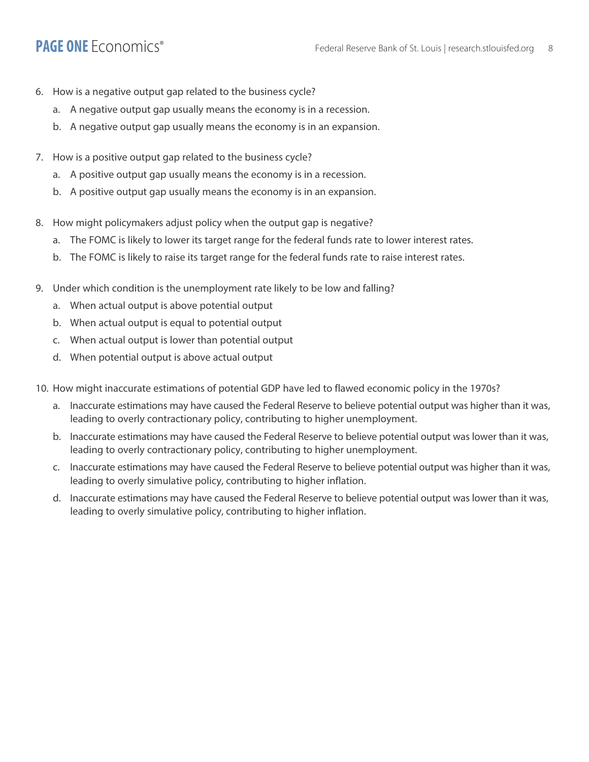6. How is a negative output gap related to the business cycle?
   a. A negative output gap usually means the economy is in a recession.
   b. A negative output gap usually means the economy is in an expansion.

7. How is a positive output gap related to the business cycle?
   a. A positive output gap usually means the economy is in a recession.
   b. A positive output gap usually means the economy is in an expansion.

8. How might policymakers adjust policy when the output gap is negative?
   a. The FOMC is likely to lower its target range for the federal funds rate to lower interest rates.
   b. The FOMC is likely to raise its target range for the federal funds rate to raise interest rates.

9. Under which condition is the unemployment rate likely to be low and falling?
   a. When actual output is above potential output
   b. When actual output is equal to potential output
   c. When actual output is lower than potential output
   d. When potential output is above actual output

10. How might inaccurate estimations of potential GDP have led to flawed economic policy in the 1970s?
    a. Inaccurate estimations may have caused the Federal Reserve to believe potential output was higher than it was, leading to overly contractionary policy, contributing to higher unemployment.
    b. Inaccurate estimations may have caused the Federal Reserve to believe potential output was lower than it was, leading to overly contractionary policy, contributing to higher unemployment.
    c. Inaccurate estimations may have caused the Federal Reserve to believe potential output was higher than it was, leading to overly simulative policy, contributing to higher inflation.
    d. Inaccurate estimations may have caused the Federal Reserve to believe potential output was lower than it was, leading to overly simulative policy, contributing to higher inflation.